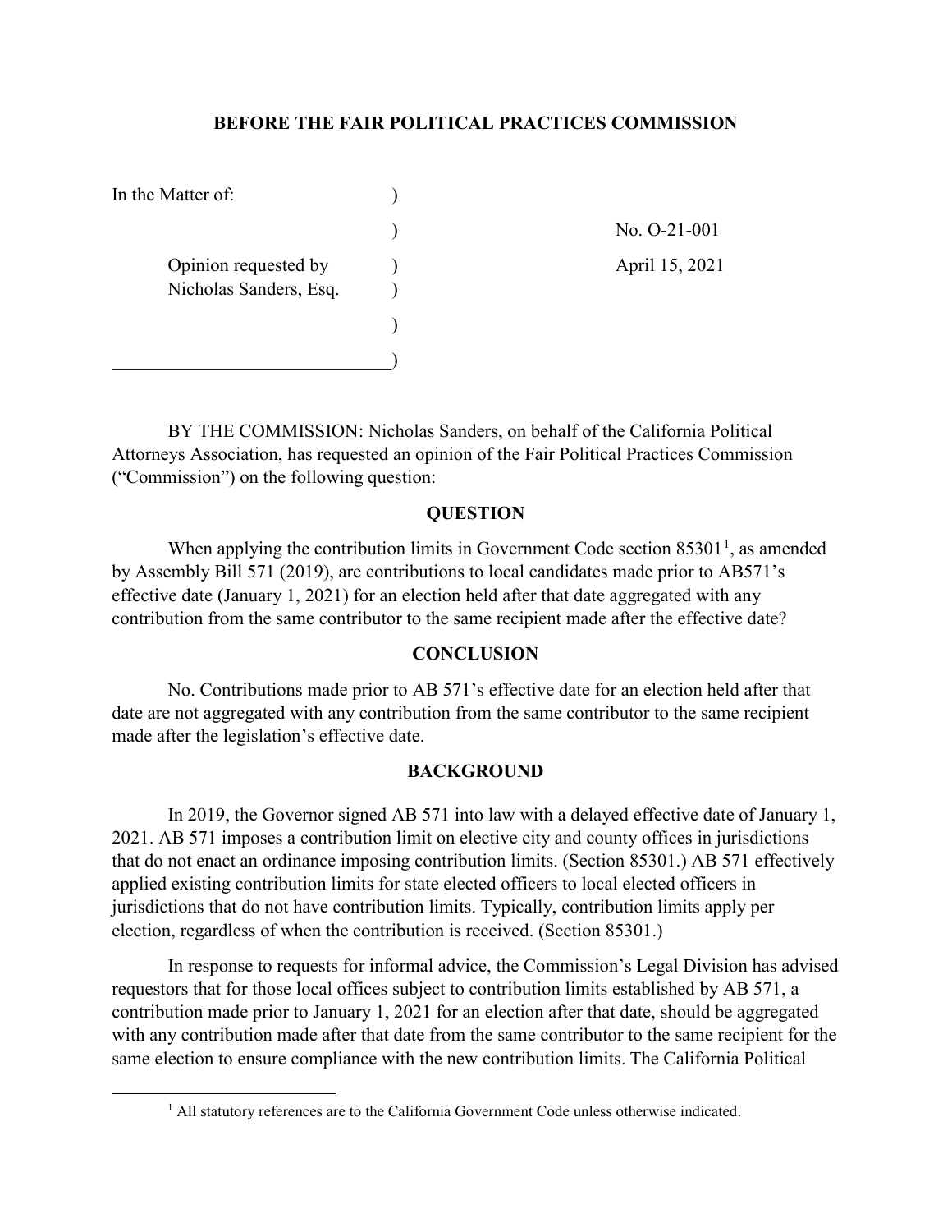**BEFORE THE FAIR POLITICAL PRACTICES COMMISSION**

In the Matter of:

Opinion requested by Nicholas Sanders, Esq.

No. O-21-001

April 15, 2021

BY THE COMMISSION: Nicholas Sanders, on behalf of the California Political Attorneys Association, has requested an opinion of the Fair Political Practices Commission ("Commission") on the following question:

**QUESTION**

When applying the contribution limits in Government Code section 85301[1], as amended by Assembly Bill 571 (2019), are contributions to local candidates made prior to AB571's effective date (January 1, 2021) for an election held after that date aggregated with any contribution from the same contributor to the same recipient made after the effective date?

**CONCLUSION**

No. Contributions made prior to AB 571's effective date for an election held after that date are not aggregated with any contribution from the same contributor to the same recipient made after the legislation's effective date.

**BACKGROUND**

In 2019, the Governor signed AB 571 into law with a delayed effective date of January 1, 2021. AB 571 imposes a contribution limit on elective city and county offices in jurisdictions that do not enact an ordinance imposing contribution limits. (Section 85301.) AB 571 effectively applied existing contribution limits for state elected officers to local elected officers in jurisdictions that do not have contribution limits. Typically, contribution limits apply per election, regardless of when the contribution is received. (Section 85301.)

In response to requests for informal advice, the Commission's Legal Division has advised requestors that for those local offices subject to contribution limits established by AB 571, a contribution made prior to January 1, 2021 for an election after that date, should be aggregated with any contribution made after that date from the same contributor to the same recipient for the same election to ensure compliance with the new contribution limits. The California Political

[1] All statutory references are to the California Government Code unless otherwise indicated.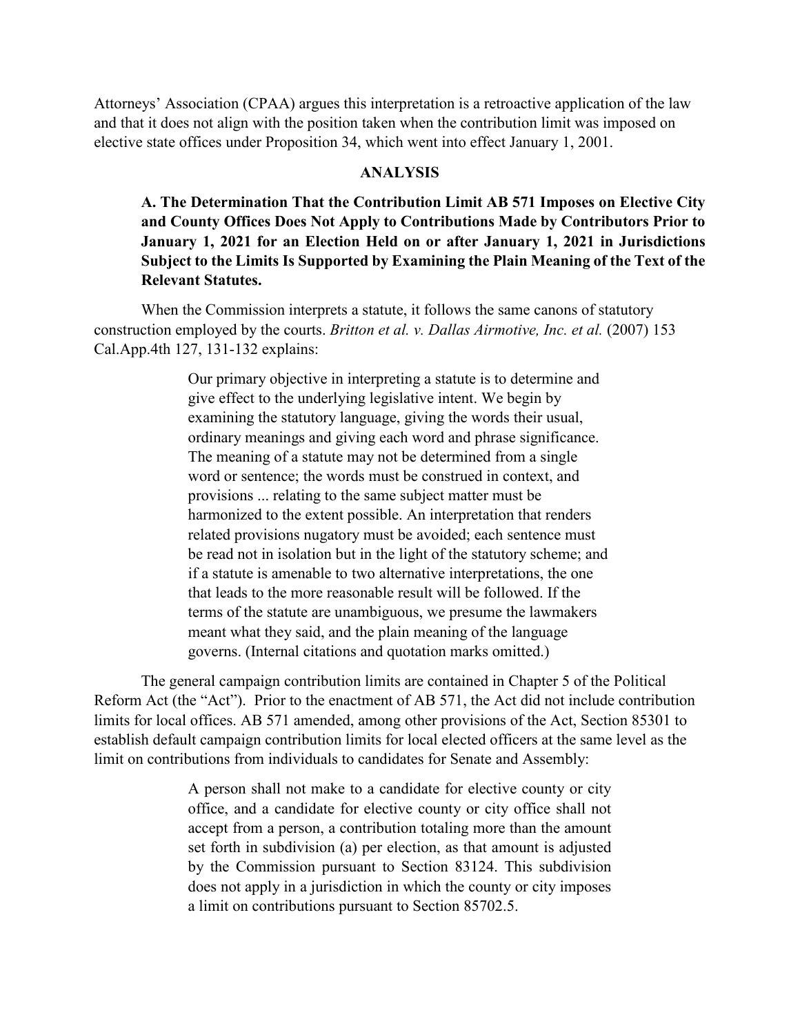Attorneys' Association (CPAA) argues this interpretation is a retroactive application of the law and that it does not align with the position taken when the contribution limit was imposed on elective state offices under Proposition 34, which went into effect January 1, 2001.

## ANALYSIS

### A. The Determination That the Contribution Limit AB 571 Imposes on Elective City and County Offices Does Not Apply to Contributions Made by Contributors Prior to January 1, 2021 for an Election Held on or after January 1, 2021 in Jurisdictions Subject to the Limits Is Supported by Examining the Plain Meaning of the Text of the Relevant Statutes.

When the Commission interprets a statute, it follows the same canons of statutory construction employed by the courts. *Britton et al. v. Dallas Airmotive, Inc. et al.* (2007) 153 Cal.App.4th 127, 131-132 explains:

> Our primary objective in interpreting a statute is to determine and give effect to the underlying legislative intent. We begin by examining the statutory language, giving the words their usual, ordinary meanings and giving each word and phrase significance. The meaning of a statute may not be determined from a single word or sentence; the words must be construed in context, and provisions ... relating to the same subject matter must be harmonized to the extent possible. An interpretation that renders related provisions nugatory must be avoided; each sentence must be read not in isolation but in the light of the statutory scheme; and if a statute is amenable to two alternative interpretations, the one that leads to the more reasonable result will be followed. If the terms of the statute are unambiguous, we presume the lawmakers meant what they said, and the plain meaning of the language governs. (Internal citations and quotation marks omitted.)

The general campaign contribution limits are contained in Chapter 5 of the Political Reform Act (the "Act"). Prior to the enactment of AB 571, the Act did not include contribution limits for local offices. AB 571 amended, among other provisions of the Act, Section 85301 to establish default campaign contribution limits for local elected officers at the same level as the limit on contributions from individuals to candidates for Senate and Assembly:

> A person shall not make to a candidate for elective county or city office, and a candidate for elective county or city office shall not accept from a person, a contribution totaling more than the amount set forth in subdivision (a) per election, as that amount is adjusted by the Commission pursuant to Section 83124. This subdivision does not apply in a jurisdiction in which the county or city imposes a limit on contributions pursuant to Section 85702.5.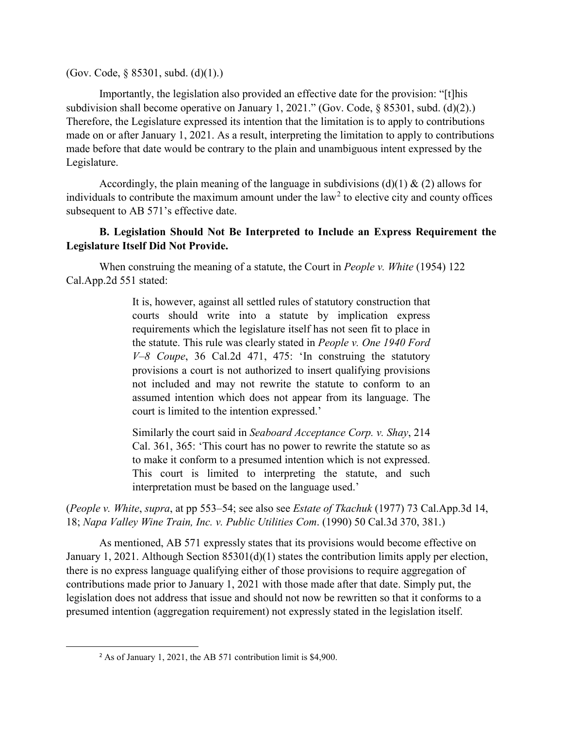(Gov. Code, § 85301, subd. (d)(1).)

Importantly, the legislation also provided an effective date for the provision: "[t]his subdivision shall become operative on January 1, 2021." (Gov. Code, § 85301, subd. (d)(2).) Therefore, the Legislature expressed its intention that the limitation is to apply to contributions made on or after January 1, 2021. As a result, interpreting the limitation to apply to contributions made before that date would be contrary to the plain and unambiguous intent expressed by the Legislature.

Accordingly, the plain meaning of the language in subdivisions (d)(1) & (2) allows for individuals to contribute the maximum amount under the law[2] to elective city and county offices subsequent to AB 571's effective date.

**B. Legislation Should Not Be Interpreted to Include an Express Requirement the Legislature Itself Did Not Provide.**

When construing the meaning of a statute, the Court in *People v. White* (1954) 122 Cal.App.2d 551 stated:

> It is, however, against all settled rules of statutory construction that courts should write into a statute by implication express requirements which the legislature itself has not seen fit to place in the statute. This rule was clearly stated in *People v. One 1940 Ford V–8 Coupe*, 36 Cal.2d 471, 475: 'In construing the statutory provisions a court is not authorized to insert qualifying provisions not included and may not rewrite the statute to conform to an assumed intention which does not appear from its language. The court is limited to the intention expressed.'
>
> Similarly the court said in *Seaboard Acceptance Corp. v. Shay*, 214 Cal. 361, 365: 'This court has no power to rewrite the statute so as to make it conform to a presumed intention which is not expressed. This court is limited to interpreting the statute, and such interpretation must be based on the language used.'

(*People v. White*, *supra*, at pp 553–54; see also see *Estate of Tkachuk* (1977) 73 Cal.App.3d 14, 18; *Napa Valley Wine Train, Inc. v. Public Utilities Com*. (1990) 50 Cal.3d 370, 381.)

As mentioned, AB 571 expressly states that its provisions would become effective on January 1, 2021. Although Section 85301(d)(1) states the contribution limits apply per election, there is no express language qualifying either of those provisions to require aggregation of contributions made prior to January 1, 2021 with those made after that date. Simply put, the legislation does not address that issue and should not now be rewritten so that it conforms to a presumed intention (aggregation requirement) not expressly stated in the legislation itself.

[2] As of January 1, 2021, the AB 571 contribution limit is $4,900.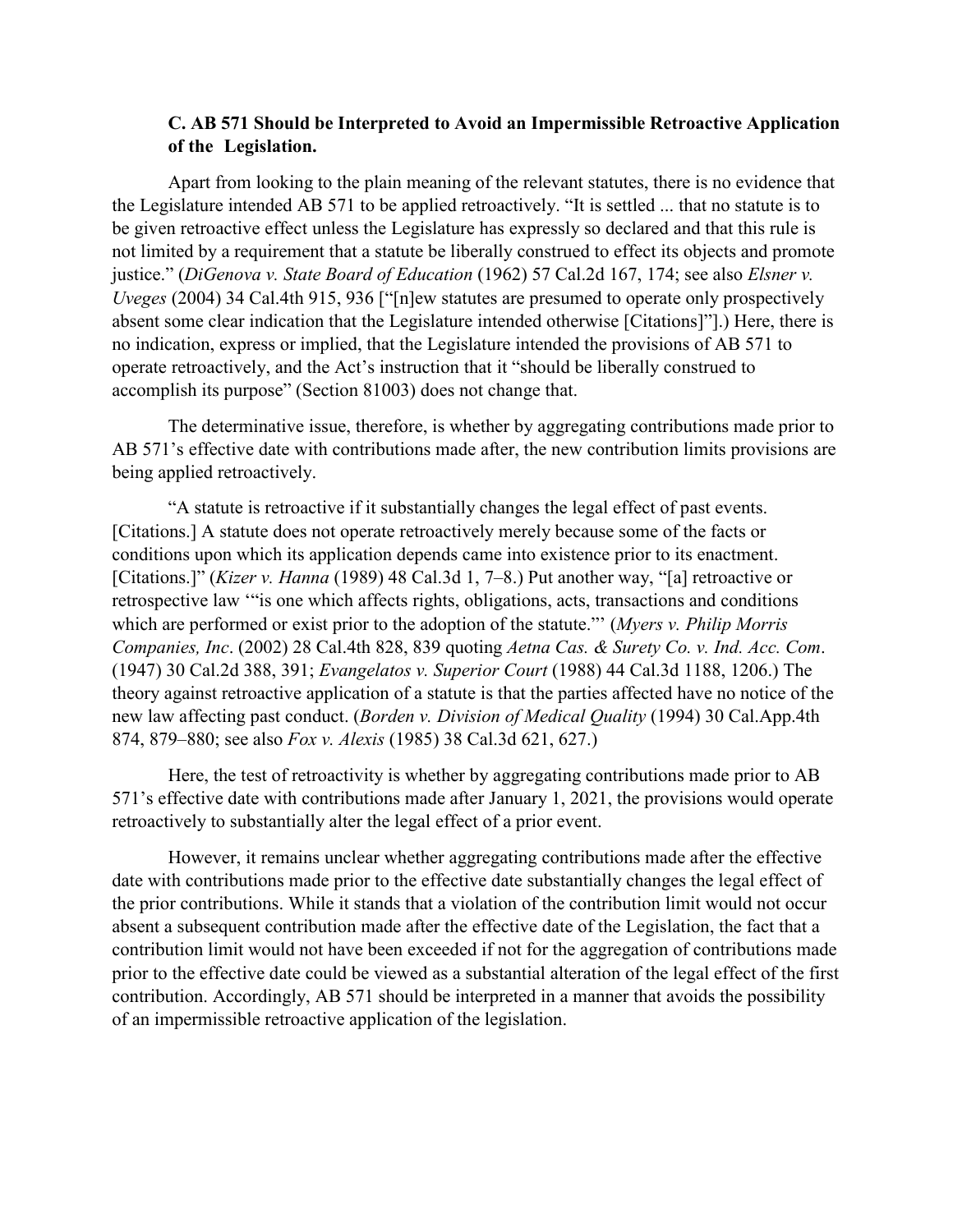### C. AB 571 Should be Interpreted to Avoid an Impermissible Retroactive Application of the Legislation.

Apart from looking to the plain meaning of the relevant statutes, there is no evidence that the Legislature intended AB 571 to be applied retroactively. "It is settled ... that no statute is to be given retroactive effect unless the Legislature has expressly so declared and that this rule is not limited by a requirement that a statute be liberally construed to effect its objects and promote justice." (*DiGenova v. State Board of Education* (1962) 57 Cal.2d 167, 174; see also *Elsner v. Uveges* (2004) 34 Cal.4th 915, 936 ["[n]ew statutes are presumed to operate only prospectively absent some clear indication that the Legislature intended otherwise [Citations]"].) Here, there is no indication, express or implied, that the Legislature intended the provisions of AB 571 to operate retroactively, and the Act's instruction that it "should be liberally construed to accomplish its purpose" (Section 81003) does not change that.

The determinative issue, therefore, is whether by aggregating contributions made prior to AB 571's effective date with contributions made after, the new contribution limits provisions are being applied retroactively.

"A statute is retroactive if it substantially changes the legal effect of past events. [Citations.] A statute does not operate retroactively merely because some of the facts or conditions upon which its application depends came into existence prior to its enactment. [Citations.]" (*Kizer v. Hanna* (1989) 48 Cal.3d 1, 7–8.) Put another way, "[a] retroactive or retrospective law '"is one which affects rights, obligations, acts, transactions and conditions which are performed or exist prior to the adoption of the statute."' (*Myers v. Philip Morris Companies, Inc*. (2002) 28 Cal.4th 828, 839 quoting *Aetna Cas. & Surety Co. v. Ind. Acc. Com*. (1947) 30 Cal.2d 388, 391; *Evangelatos v. Superior Court* (1988) 44 Cal.3d 1188, 1206.) The theory against retroactive application of a statute is that the parties affected have no notice of the new law affecting past conduct. (*Borden v. Division of Medical Quality* (1994) 30 Cal.App.4th 874, 879–880; see also *Fox v. Alexis* (1985) 38 Cal.3d 621, 627.)

Here, the test of retroactivity is whether by aggregating contributions made prior to AB 571's effective date with contributions made after January 1, 2021, the provisions would operate retroactively to substantially alter the legal effect of a prior event.

However, it remains unclear whether aggregating contributions made after the effective date with contributions made prior to the effective date substantially changes the legal effect of the prior contributions. While it stands that a violation of the contribution limit would not occur absent a subsequent contribution made after the effective date of the Legislation, the fact that a contribution limit would not have been exceeded if not for the aggregation of contributions made prior to the effective date could be viewed as a substantial alteration of the legal effect of the first contribution. Accordingly, AB 571 should be interpreted in a manner that avoids the possibility of an impermissible retroactive application of the legislation.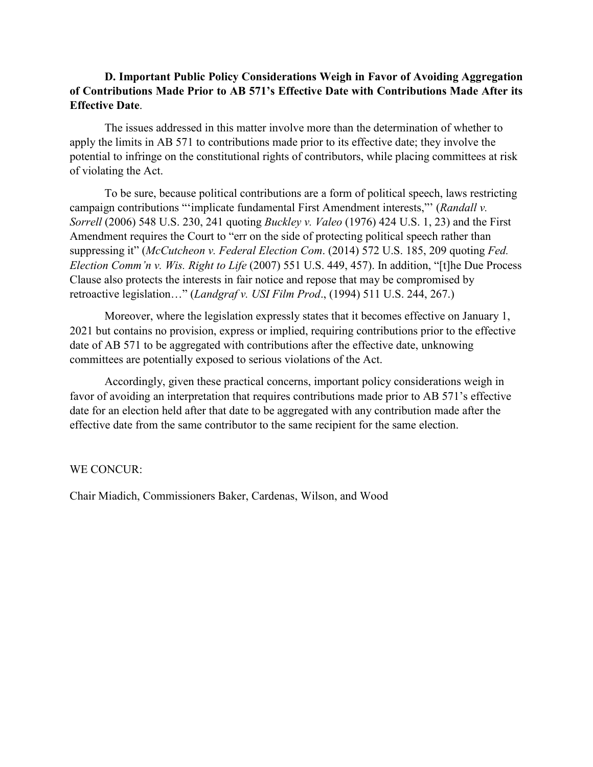**D. Important Public Policy Considerations Weigh in Favor of Avoiding Aggregation of Contributions Made Prior to AB 571's Effective Date with Contributions Made After its Effective Date**.

The issues addressed in this matter involve more than the determination of whether to apply the limits in AB 571 to contributions made prior to its effective date; they involve the potential to infringe on the constitutional rights of contributors, while placing committees at risk of violating the Act.

To be sure, because political contributions are a form of political speech, laws restricting campaign contributions "'implicate fundamental First Amendment interests,"' (*Randall v. Sorrell* (2006) 548 U.S. 230, 241 quoting *Buckley v. Valeo* (1976) 424 U.S. 1, 23) and the First Amendment requires the Court to "err on the side of protecting political speech rather than suppressing it" (*McCutcheon v. Federal Election Com*. (2014) 572 U.S. 185, 209 quoting *Fed. Election Comm'n v. Wis. Right to Life* (2007) 551 U.S. 449, 457). In addition, "[t]he Due Process Clause also protects the interests in fair notice and repose that may be compromised by retroactive legislation…" (*Landgraf v. USI Film Prod*., (1994) 511 U.S. 244, 267.)

Moreover, where the legislation expressly states that it becomes effective on January 1, 2021 but contains no provision, express or implied, requiring contributions prior to the effective date of AB 571 to be aggregated with contributions after the effective date, unknowing committees are potentially exposed to serious violations of the Act.

Accordingly, given these practical concerns, important policy considerations weigh in favor of avoiding an interpretation that requires contributions made prior to AB 571's effective date for an election held after that date to be aggregated with any contribution made after the effective date from the same contributor to the same recipient for the same election.

WE CONCUR:

Chair Miadich, Commissioners Baker, Cardenas, Wilson, and Wood